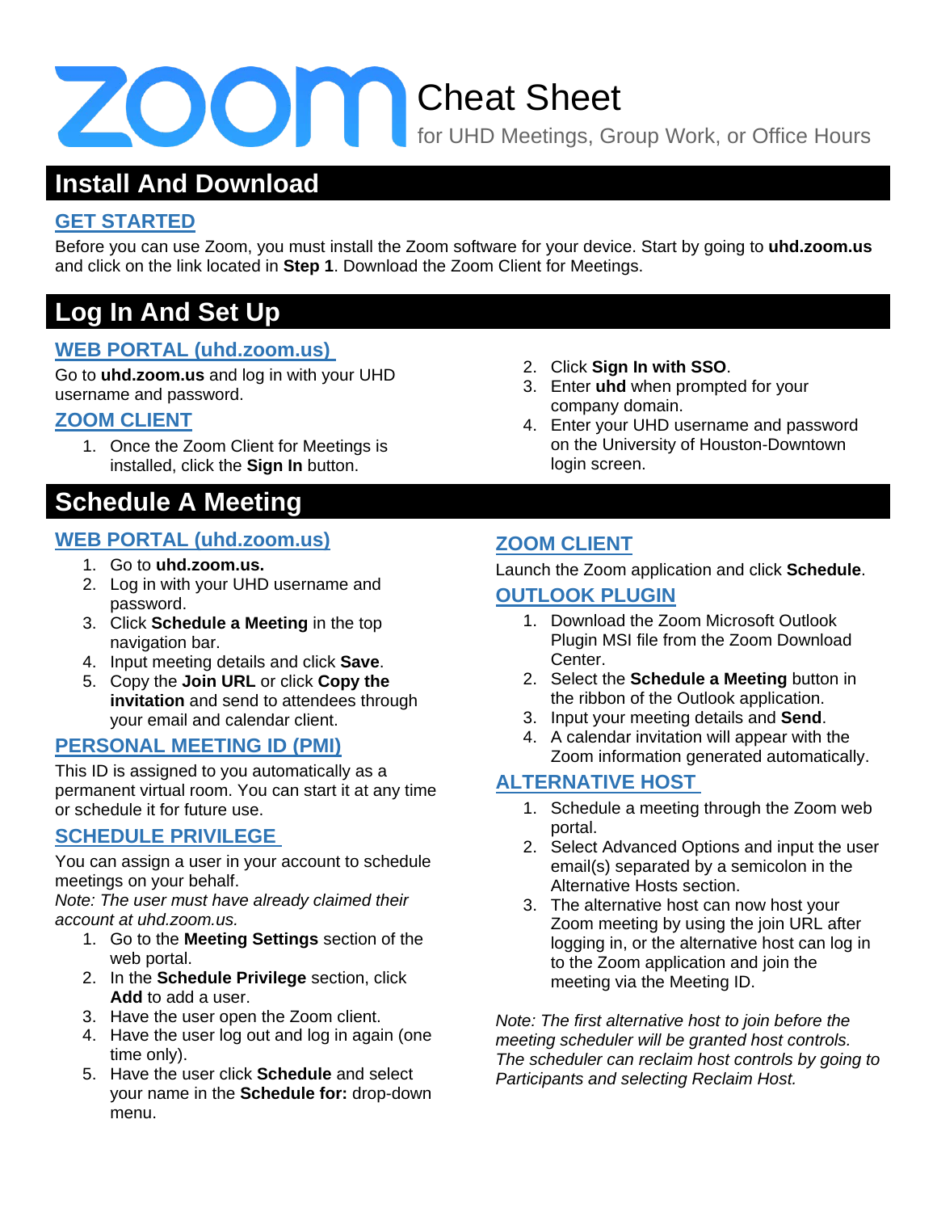# Zoom Cheat Sheet

for UHD Meetings, Group Work, or Office Hours

## Install And Download

### GET STARTED

Before you can use Zoom, you must install the Zoom software for your device. Start by going to **uhd.zoom.us** and click on the link located in **Step 1**. Download the Zoom Client for Meetings.

## Log In And Set Up

### WEB PORTAL (uhd.zoom.us)

Go to **uhd.zoom.us** and log in with your UHD username and password.

### ZOOM CLIENT

1. Once the Zoom Client for Meetings is installed, click the **Sign In** button.
2. Click **Sign In with SSO**.
3. Enter **uhd** when prompted for your company domain.
4. Enter your UHD username and password on the University of Houston-Downtown login screen.

## Schedule A Meeting

### WEB PORTAL (uhd.zoom.us)

1. Go to **uhd.zoom.us.**
2. Log in with your UHD username and password.
3. Click **Schedule a Meeting** in the top navigation bar.
4. Input meeting details and click **Save**.
5. Copy the **Join URL** or click **Copy the invitation** and send to attendees through your email and calendar client.

### PERSONAL MEETING ID (PMI)

This ID is assigned to you automatically as a permanent virtual room. You can start it at any time or schedule it for future use.

### SCHEDULE PRIVILEGE

You can assign a user in your account to schedule meetings on your behalf.
*Note: The user must have already claimed their account at uhd.zoom.us.*

1. Go to the **Meeting Settings** section of the web portal.
2. In the **Schedule Privilege** section, click **Add** to add a user.
3. Have the user open the Zoom client.
4. Have the user log out and log in again (one time only).
5. Have the user click **Schedule** and select your name in the **Schedule for:** drop-down menu.

### ZOOM CLIENT

Launch the Zoom application and click **Schedule**.

### OUTLOOK PLUGIN

1. Download the Zoom Microsoft Outlook Plugin MSI file from the Zoom Download Center.
2. Select the **Schedule a Meeting** button in the ribbon of the Outlook application.
3. Input your meeting details and **Send**.
4. A calendar invitation will appear with the Zoom information generated automatically.

### ALTERNATIVE HOST

1. Schedule a meeting through the Zoom web portal.
2. Select Advanced Options and input the user email(s) separated by a semicolon in the Alternative Hosts section.
3. The alternative host can now host your Zoom meeting by using the join URL after logging in, or the alternative host can log in to the Zoom application and join the meeting via the Meeting ID.

*Note: The first alternative host to join before the meeting scheduler will be granted host controls. The scheduler can reclaim host controls by going to Participants and selecting Reclaim Host.*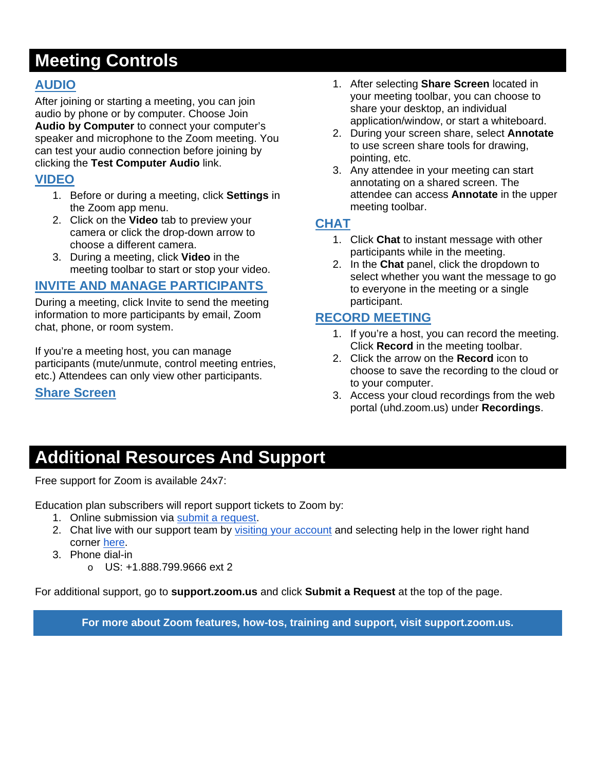# Meeting Controls

## AUDIO

After joining or starting a meeting, you can join audio by phone or by computer. Choose Join **Audio by Computer** to connect your computer's speaker and microphone to the Zoom meeting. You can test your audio connection before joining by clicking the **Test Computer Audio** link.

## VIDEO

1. Before or during a meeting, click **Settings** in the Zoom app menu.
2. Click on the **Video** tab to preview your camera or click the drop-down arrow to choose a different camera.
3. During a meeting, click **Video** in the meeting toolbar to start or stop your video.

## INVITE AND MANAGE PARTICIPANTS

During a meeting, click Invite to send the meeting information to more participants by email, Zoom chat, phone, or room system.

If you're a meeting host, you can manage participants (mute/unmute, control meeting entries, etc.) Attendees can only view other participants.

## Share Screen

1. After selecting **Share Screen** located in your meeting toolbar, you can choose to share your desktop, an individual application/window, or start a whiteboard.
2. During your screen share, select **Annotate** to use screen share tools for drawing, pointing, etc.
3. Any attendee in your meeting can start annotating on a shared screen. The attendee can access **Annotate** in the upper meeting toolbar.

## CHAT

1. Click **Chat** to instant message with other participants while in the meeting.
2. In the **Chat** panel, click the dropdown to select whether you want the message to go to everyone in the meeting or a single participant.

## RECORD MEETING

1. If you're a host, you can record the meeting. Click **Record** in the meeting toolbar.
2. Click the arrow on the **Record** icon to choose to save the recording to the cloud or to your computer.
3. Access your cloud recordings from the web portal (uhd.zoom.us) under **Recordings**.

# Additional Resources And Support

Free support for Zoom is available 24x7:

Education plan subscribers will report support tickets to Zoom by:

1. Online submission via submit a request.
2. Chat live with our support team by visiting your account and selecting help in the lower right hand corner here.
3. Phone dial-in
   - US: +1.888.799.9666 ext 2

For additional support, go to **support.zoom.us** and click **Submit a Request** at the top of the page.

**For more about Zoom features, how-tos, training and support, visit support.zoom.us.**